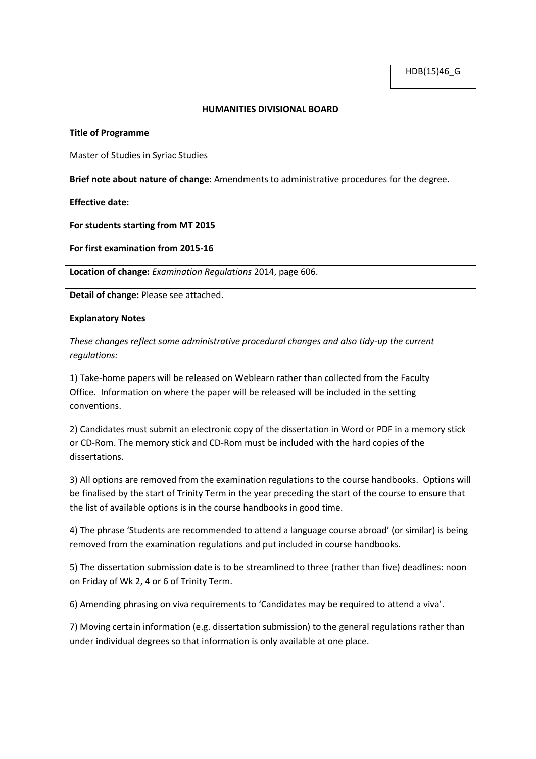HDB(15)46_G

**HUMANITIES DIVISIONAL BOARD**

**Title of Programme**

Master of Studies in Syriac Studies

**Brief note about nature of change**: Amendments to administrative procedures for the degree.

**Effective date:**

**For students starting from MT 2015**

**For first examination from 2015-16**

**Location of change:** *Examination Regulations* 2014, page 606.

**Detail of change:** Please see attached.

**Explanatory Notes**

*These changes reflect some administrative procedural changes and also tidy-up the current regulations:*

1) Take-home papers will be released on Weblearn rather than collected from the Faculty Office. Information on where the paper will be released will be included in the setting conventions.

2) Candidates must submit an electronic copy of the dissertation in Word or PDF in a memory stick or CD-Rom. The memory stick and CD-Rom must be included with the hard copies of the dissertations.

3) All options are removed from the examination regulations to the course handbooks. Options will be finalised by the start of Trinity Term in the year preceding the start of the course to ensure that the list of available options is in the course handbooks in good time.

4) The phrase 'Students are recommended to attend a language course abroad' (or similar) is being removed from the examination regulations and put included in course handbooks.

5) The dissertation submission date is to be streamlined to three (rather than five) deadlines: noon on Friday of Wk 2, 4 or 6 of Trinity Term.

6) Amending phrasing on viva requirements to 'Candidates may be required to attend a viva'.

7) Moving certain information (e.g. dissertation submission) to the general regulations rather than under individual degrees so that information is only available at one place.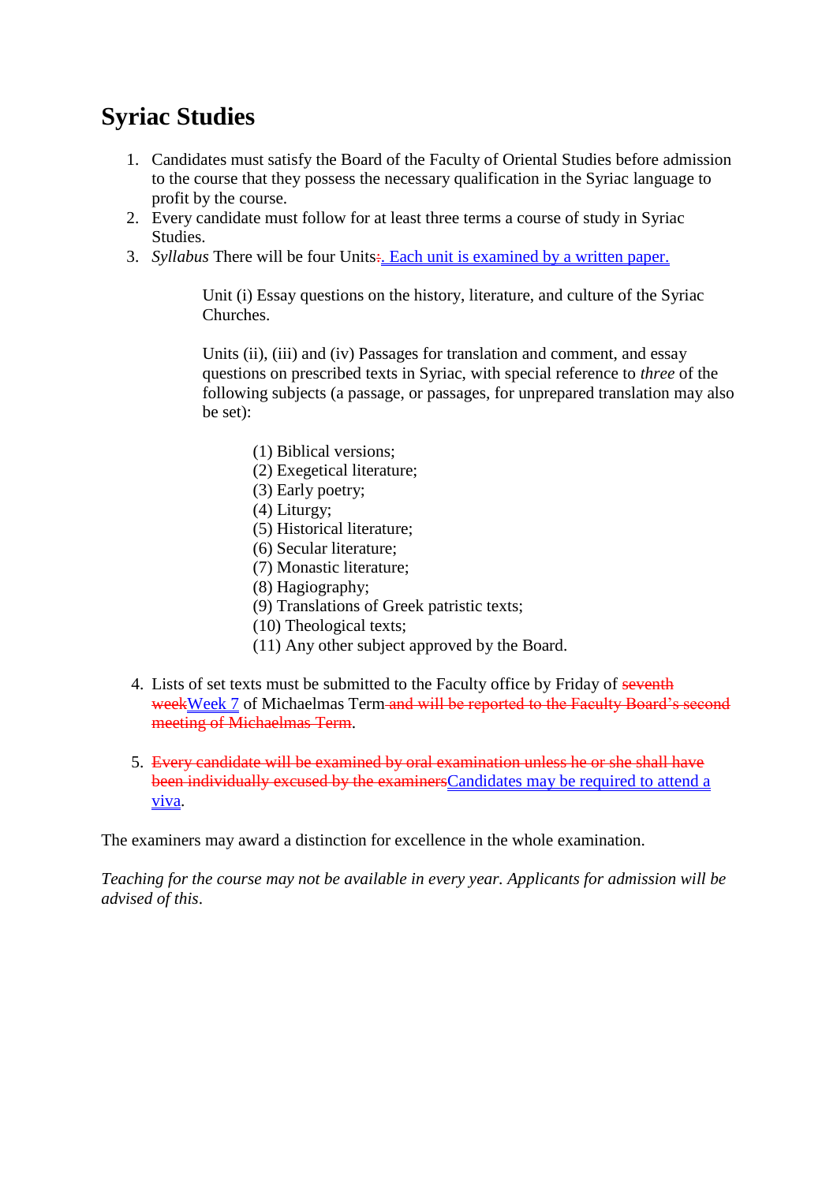# Syriac Studies

1. Candidates must satisfy the Board of the Faculty of Oriental Studies before admission to the course that they possess the necessary qualification in the Syriac language to profit by the course.
2. Every candidate must follow for at least three terms a course of study in Syriac Studies.
3. *Syllabus* There will be four Units~~:~~. Each unit is examined by a written paper.

    Unit (i) Essay questions on the history, literature, and culture of the Syriac Churches.

    Units (ii), (iii) and (iv) Passages for translation and comment, and essay questions on prescribed texts in Syriac, with special reference to *three* of the following subjects (a passage, or passages, for unprepared translation may also be set):

    (1) Biblical versions;
    (2) Exegetical literature;
    (3) Early poetry;
    (4) Liturgy;
    (5) Historical literature;
    (6) Secular literature;
    (7) Monastic literature;
    (8) Hagiography;
    (9) Translations of Greek patristic texts;
    (10) Theological texts;
    (11) Any other subject approved by the Board.

4. Lists of set texts must be submitted to the Faculty office by Friday of ~~seventh week~~Week 7 of Michaelmas Term~~ and will be reported to the Faculty Board's second meeting of Michaelmas Term~~.

5. ~~Every candidate will be examined by oral examination unless he or she shall have been individually excused by the examiners~~Candidates may be required to attend a viva.

The examiners may award a distinction for excellence in the whole examination.

*Teaching for the course may not be available in every year. Applicants for admission will be advised of this.*